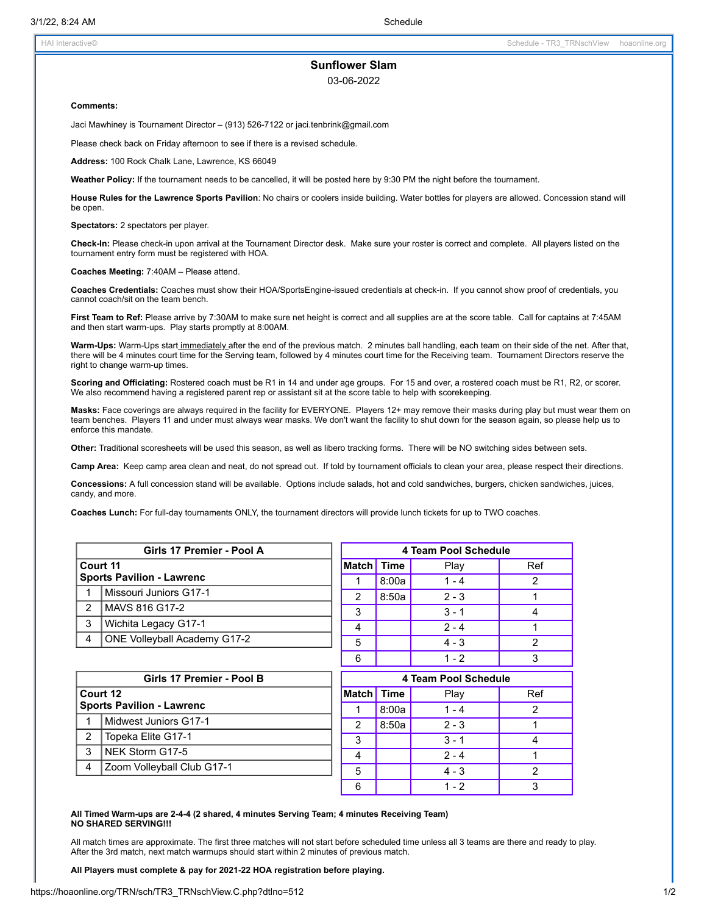# Sunflower Slam

03-06-2022

**Comments:**

Jaci Mawhiney is Tournament Director – (913) 526-7122 or jaci.tenbrink@gmail.com

Please check back on Friday afternoon to see if there is a revised schedule.

**Address:** 100 Rock Chalk Lane, Lawrence, KS 66049

**Weather Policy:** If the tournament needs to be cancelled, it will be posted here by 9:30 PM the night before the tournament.

**House Rules for the Lawrence Sports Pavilion**: No chairs or coolers inside building. Water bottles for players are allowed. Concession stand will be open.

**Spectators:** 2 spectators per player.

**Check-In:** Please check-in upon arrival at the Tournament Director desk. Make sure your roster is correct and complete. All players listed on the tournament entry form must be registered with HOA.

**Coaches Meeting:** 7:40AM – Please attend.

**Coaches Credentials:** Coaches must show their HOA/SportsEngine-issued credentials at check-in. If you cannot show proof of credentials, you cannot coach/sit on the team bench.

**First Team to Ref:** Please arrive by 7:30AM to make sure net height is correct and all supplies are at the score table. Call for captains at 7:45AM and then start warm-ups. Play starts promptly at 8:00AM.

**Warm-Ups:** Warm-Ups start immediately after the end of the previous match. 2 minutes ball handling, each team on their side of the net. After that, there will be 4 minutes court time for the Serving team, followed by 4 minutes court time for the Receiving team. Tournament Directors reserve the right to change warm-up times.

**Scoring and Officiating:** Rostered coach must be R1 in 14 and under age groups. For 15 and over, a rostered coach must be R1, R2, or scorer. We also recommend having a registered parent rep or assistant sit at the score table to help with scorekeeping.

**Masks:** Face coverings are always required in the facility for EVERYONE. Players 12+ may remove their masks during play but must wear them on team benches. Players 11 and under must always wear masks. We don't want the facility to shut down for the season again, so please help us to enforce this mandate.

**Other:** Traditional scoresheets will be used this season, as well as libero tracking forms. There will be NO switching sides between sets.

**Camp Area:** Keep camp area clean and neat, do not spread out. If told by tournament officials to clean your area, please respect their directions.

**Concessions:** A full concession stand will be available. Options include salads, hot and cold sandwiches, burgers, chicken sandwiches, juices, candy, and more.

**Coaches Lunch:** For full-day tournaments ONLY, the tournament directors will provide lunch tickets for up to TWO coaches.

| Girls 17 Premier - Pool A | |
|---|---|
| Court 11<br>Sports Pavilion - Lawrenc | |
| 1 | Missouri Juniors G17-1 |
| 2 | MAVS 816 G17-2 |
| 3 | Wichita Legacy G17-1 |
| 4 | ONE Volleyball Academy G17-2 |

| 4 Team Pool Schedule | | | |
|---|---|---|---|
| Match | Time | Play | Ref |
| 1 | 8:00a | 1 - 4 | 2 |
| 2 | 8:50a | 2 - 3 | 1 |
| 3 | | 3 - 1 | 4 |
| 4 | | 2 - 4 | 1 |
| 5 | | 4 - 3 | 2 |
| 6 | | 1 - 2 | 3 |

| Girls 17 Premier - Pool B | |
|---|---|
| Court 12<br>Sports Pavilion - Lawrenc | |
| 1 | Midwest Juniors G17-1 |
| 2 | Topeka Elite G17-1 |
| 3 | NEK Storm G17-5 |
| 4 | Zoom Volleyball Club G17-1 |

| 4 Team Pool Schedule | | | |
|---|---|---|---|
| Match | Time | Play | Ref |
| 1 | 8:00a | 1 - 4 | 2 |
| 2 | 8:50a | 2 - 3 | 1 |
| 3 | | 3 - 1 | 4 |
| 4 | | 2 - 4 | 1 |
| 5 | | 4 - 3 | 2 |
| 6 | | 1 - 2 | 3 |

**All Timed Warm-ups are 2-4-4 (2 shared, 4 minutes Serving Team; 4 minutes Receiving Team)**
**NO SHARED SERVING!!!**

All match times are approximate. The first three matches will not start before scheduled time unless all 3 teams are there and ready to play. After the 3rd match, next match warmups should start within 2 minutes of previous match.

**All Players must complete & pay for 2021-22 HOA registration before playing.**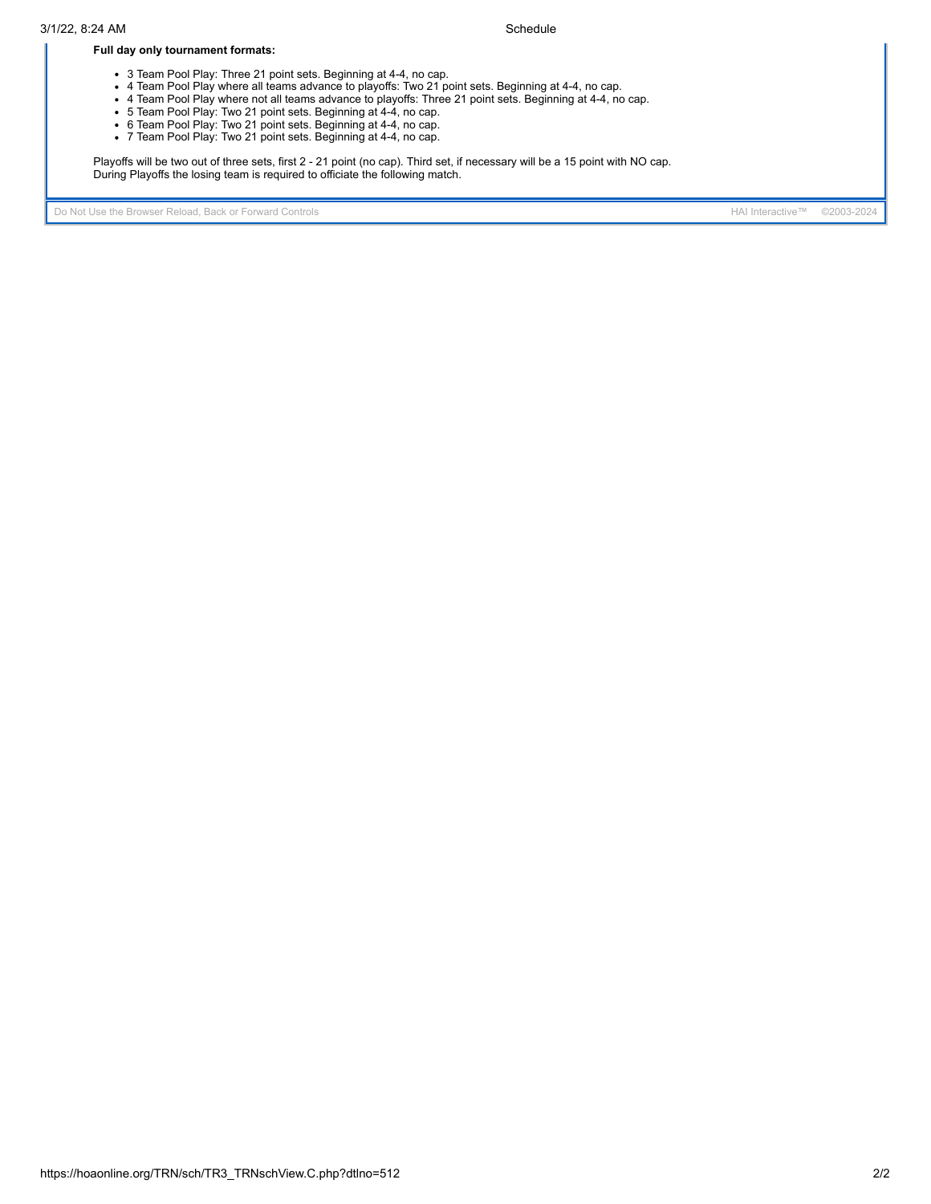**Full day only tournament formats:**

- 3 Team Pool Play: Three 21 point sets. Beginning at 4-4, no cap.
- 4 Team Pool Play where all teams advance to playoffs: Two 21 point sets. Beginning at 4-4, no cap.
- 4 Team Pool Play where not all teams advance to playoffs: Three 21 point sets. Beginning at 4-4, no cap.
- 5 Team Pool Play: Two 21 point sets. Beginning at 4-4, no cap.
- 6 Team Pool Play: Two 21 point sets. Beginning at 4-4, no cap.
- 7 Team Pool Play: Two 21 point sets. Beginning at 4-4, no cap.

Playoffs will be two out of three sets, first 2 - 21 point (no cap). Third set, if necessary will be a 15 point with NO cap.
During Playoffs the losing team is required to officiate the following match.

Do Not Use the Browser Reload, Back or Forward Controls

HAI Interactive™ ©2003-2024